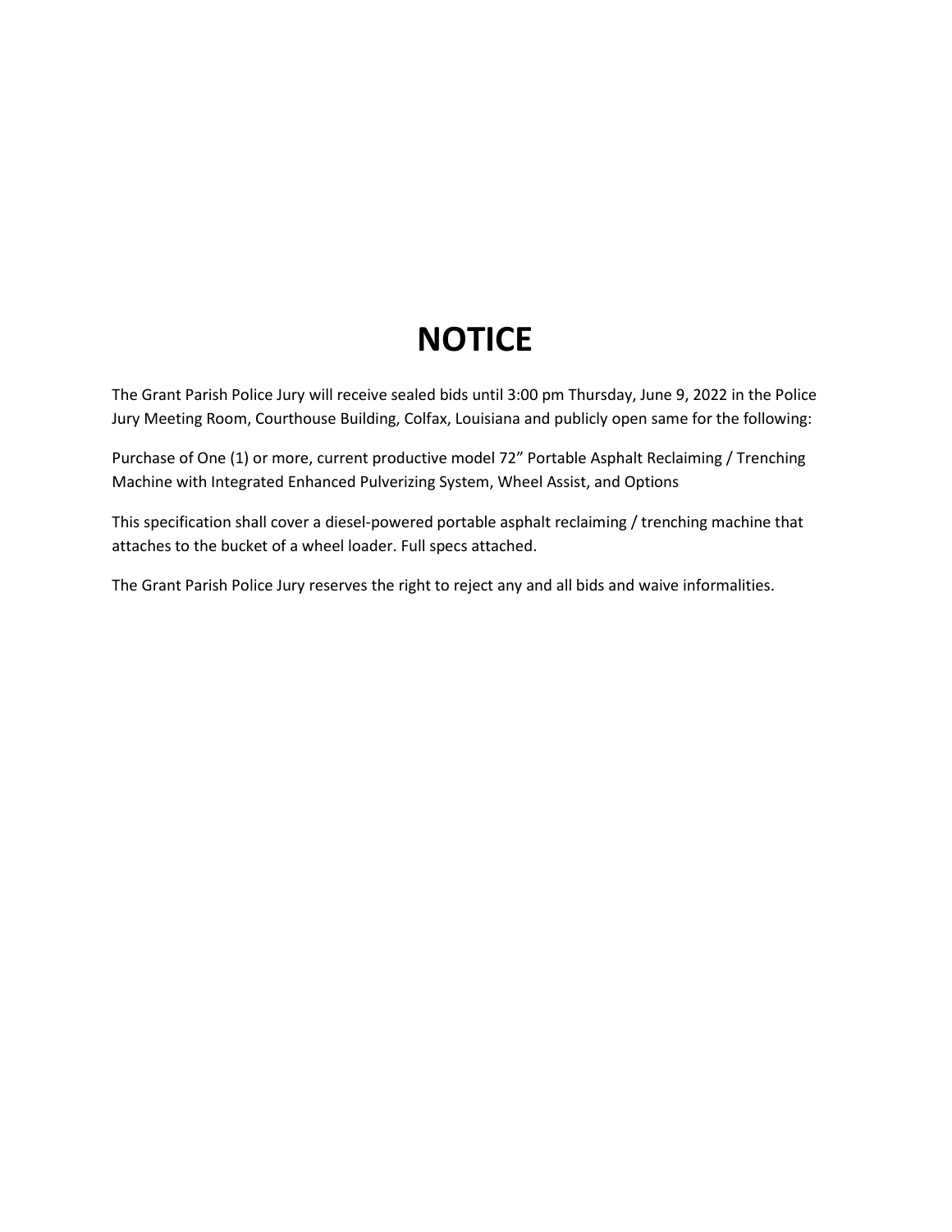# NOTICE

The Grant Parish Police Jury will receive sealed bids until 3:00 pm Thursday, June 9, 2022 in the Police Jury Meeting Room, Courthouse Building, Colfax, Louisiana and publicly open same for the following:

Purchase of One (1) or more, current productive model 72" Portable Asphalt Reclaiming / Trenching Machine with Integrated Enhanced Pulverizing System, Wheel Assist, and Options

This specification shall cover a diesel-powered portable asphalt reclaiming / trenching machine that attaches to the bucket of a wheel loader. Full specs attached.

The Grant Parish Police Jury reserves the right to reject any and all bids and waive informalities.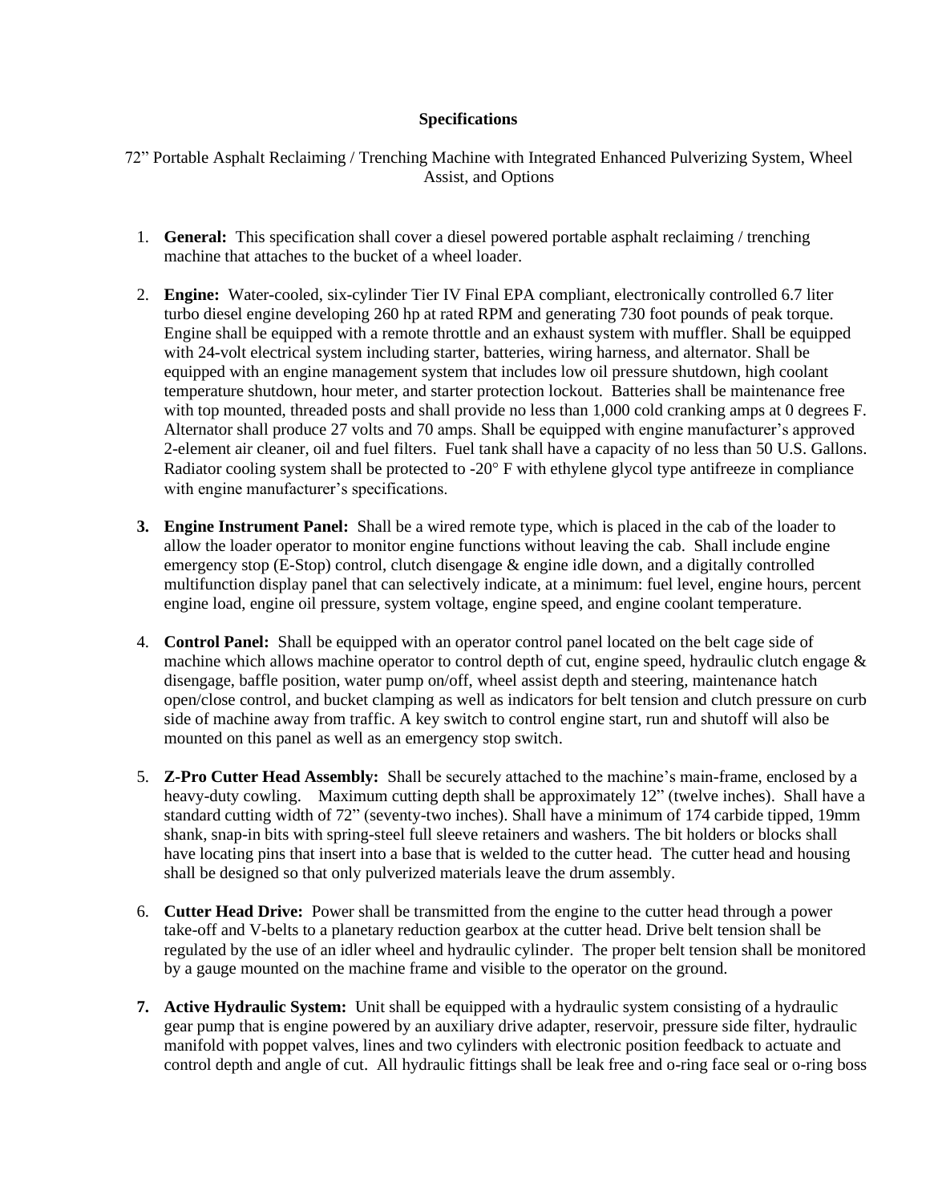**Specifications**

72" Portable Asphalt Reclaiming / Trenching Machine with Integrated Enhanced Pulverizing System, Wheel Assist, and Options

1. **General:** This specification shall cover a diesel powered portable asphalt reclaiming / trenching machine that attaches to the bucket of a wheel loader.

2. **Engine:** Water-cooled, six-cylinder Tier IV Final EPA compliant, electronically controlled 6.7 liter turbo diesel engine developing 260 hp at rated RPM and generating 730 foot pounds of peak torque. Engine shall be equipped with a remote throttle and an exhaust system with muffler. Shall be equipped with 24-volt electrical system including starter, batteries, wiring harness, and alternator. Shall be equipped with an engine management system that includes low oil pressure shutdown, high coolant temperature shutdown, hour meter, and starter protection lockout. Batteries shall be maintenance free with top mounted, threaded posts and shall provide no less than 1,000 cold cranking amps at 0 degrees F. Alternator shall produce 27 volts and 70 amps. Shall be equipped with engine manufacturer's approved 2-element air cleaner, oil and fuel filters. Fuel tank shall have a capacity of no less than 50 U.S. Gallons. Radiator cooling system shall be protected to -20° F with ethylene glycol type antifreeze in compliance with engine manufacturer's specifications.

3. **Engine Instrument Panel:** Shall be a wired remote type, which is placed in the cab of the loader to allow the loader operator to monitor engine functions without leaving the cab. Shall include engine emergency stop (E-Stop) control, clutch disengage & engine idle down, and a digitally controlled multifunction display panel that can selectively indicate, at a minimum: fuel level, engine hours, percent engine load, engine oil pressure, system voltage, engine speed, and engine coolant temperature.

4. **Control Panel:** Shall be equipped with an operator control panel located on the belt cage side of machine which allows machine operator to control depth of cut, engine speed, hydraulic clutch engage & disengage, baffle position, water pump on/off, wheel assist depth and steering, maintenance hatch open/close control, and bucket clamping as well as indicators for belt tension and clutch pressure on curb side of machine away from traffic. A key switch to control engine start, run and shutoff will also be mounted on this panel as well as an emergency stop switch.

5. **Z-Pro Cutter Head Assembly:** Shall be securely attached to the machine's main-frame, enclosed by a heavy-duty cowling. Maximum cutting depth shall be approximately 12" (twelve inches). Shall have a standard cutting width of 72" (seventy-two inches). Shall have a minimum of 174 carbide tipped, 19mm shank, snap-in bits with spring-steel full sleeve retainers and washers. The bit holders or blocks shall have locating pins that insert into a base that is welded to the cutter head. The cutter head and housing shall be designed so that only pulverized materials leave the drum assembly.

6. **Cutter Head Drive:** Power shall be transmitted from the engine to the cutter head through a power take-off and V-belts to a planetary reduction gearbox at the cutter head. Drive belt tension shall be regulated by the use of an idler wheel and hydraulic cylinder. The proper belt tension shall be monitored by a gauge mounted on the machine frame and visible to the operator on the ground.

7. **Active Hydraulic System:** Unit shall be equipped with a hydraulic system consisting of a hydraulic gear pump that is engine powered by an auxiliary drive adapter, reservoir, pressure side filter, hydraulic manifold with poppet valves, lines and two cylinders with electronic position feedback to actuate and control depth and angle of cut. All hydraulic fittings shall be leak free and o-ring face seal or o-ring boss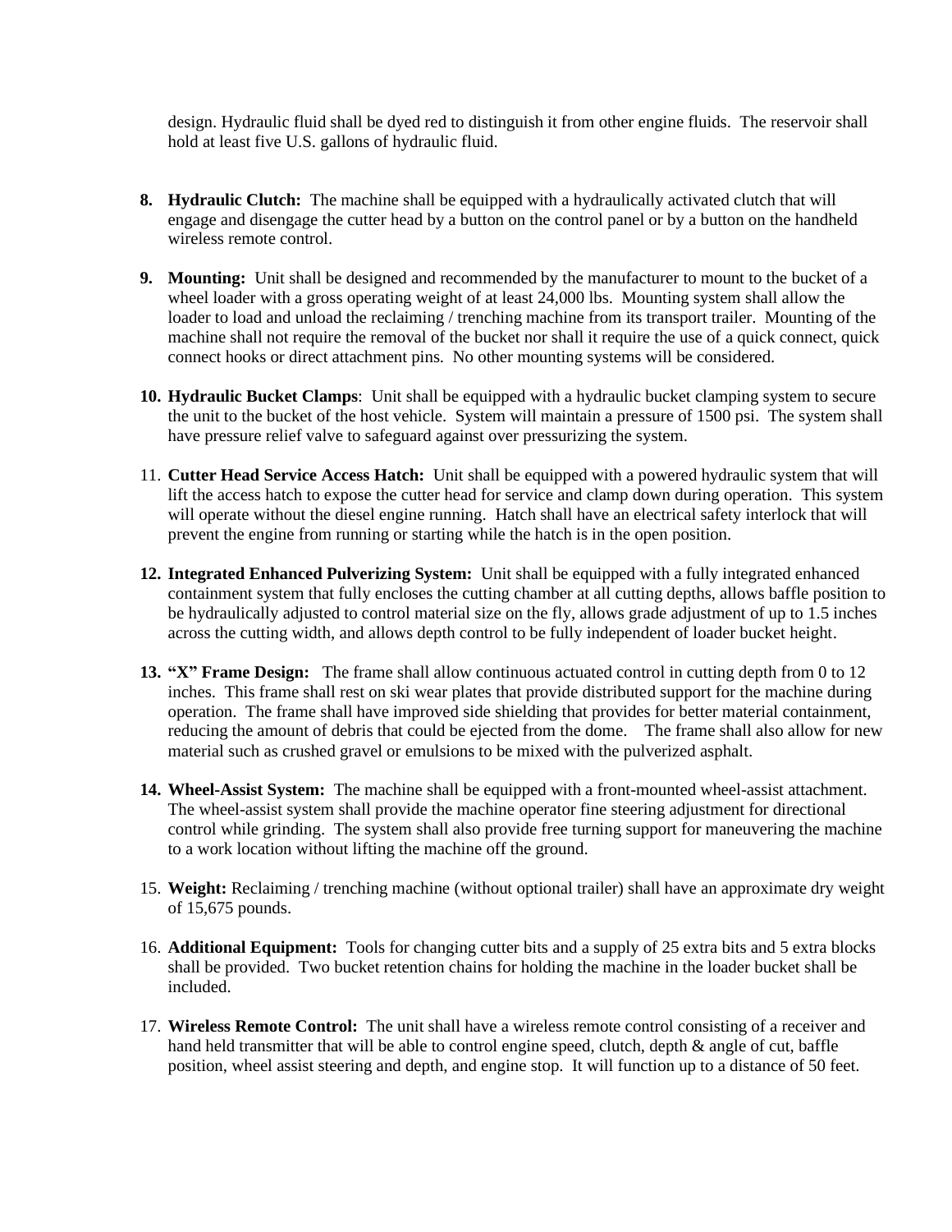design. Hydraulic fluid shall be dyed red to distinguish it from other engine fluids. The reservoir shall hold at least five U.S. gallons of hydraulic fluid.

8. **Hydraulic Clutch:** The machine shall be equipped with a hydraulically activated clutch that will engage and disengage the cutter head by a button on the control panel or by a button on the handheld wireless remote control.

9. **Mounting:** Unit shall be designed and recommended by the manufacturer to mount to the bucket of a wheel loader with a gross operating weight of at least 24,000 lbs. Mounting system shall allow the loader to load and unload the reclaiming / trenching machine from its transport trailer. Mounting of the machine shall not require the removal of the bucket nor shall it require the use of a quick connect, quick connect hooks or direct attachment pins. No other mounting systems will be considered.

10. **Hydraulic Bucket Clamps**: Unit shall be equipped with a hydraulic bucket clamping system to secure the unit to the bucket of the host vehicle. System will maintain a pressure of 1500 psi. The system shall have pressure relief valve to safeguard against over pressurizing the system.

11. **Cutter Head Service Access Hatch:** Unit shall be equipped with a powered hydraulic system that will lift the access hatch to expose the cutter head for service and clamp down during operation. This system will operate without the diesel engine running. Hatch shall have an electrical safety interlock that will prevent the engine from running or starting while the hatch is in the open position.

12. **Integrated Enhanced Pulverizing System:** Unit shall be equipped with a fully integrated enhanced containment system that fully encloses the cutting chamber at all cutting depths, allows baffle position to be hydraulically adjusted to control material size on the fly, allows grade adjustment of up to 1.5 inches across the cutting width, and allows depth control to be fully independent of loader bucket height.

13. **"X" Frame Design:** The frame shall allow continuous actuated control in cutting depth from 0 to 12 inches. This frame shall rest on ski wear plates that provide distributed support for the machine during operation. The frame shall have improved side shielding that provides for better material containment, reducing the amount of debris that could be ejected from the dome. The frame shall also allow for new material such as crushed gravel or emulsions to be mixed with the pulverized asphalt.

14. **Wheel-Assist System:** The machine shall be equipped with a front-mounted wheel-assist attachment. The wheel-assist system shall provide the machine operator fine steering adjustment for directional control while grinding. The system shall also provide free turning support for maneuvering the machine to a work location without lifting the machine off the ground.

15. **Weight:** Reclaiming / trenching machine (without optional trailer) shall have an approximate dry weight of 15,675 pounds.

16. **Additional Equipment:** Tools for changing cutter bits and a supply of 25 extra bits and 5 extra blocks shall be provided. Two bucket retention chains for holding the machine in the loader bucket shall be included.

17. **Wireless Remote Control:** The unit shall have a wireless remote control consisting of a receiver and hand held transmitter that will be able to control engine speed, clutch, depth & angle of cut, baffle position, wheel assist steering and depth, and engine stop. It will function up to a distance of 50 feet.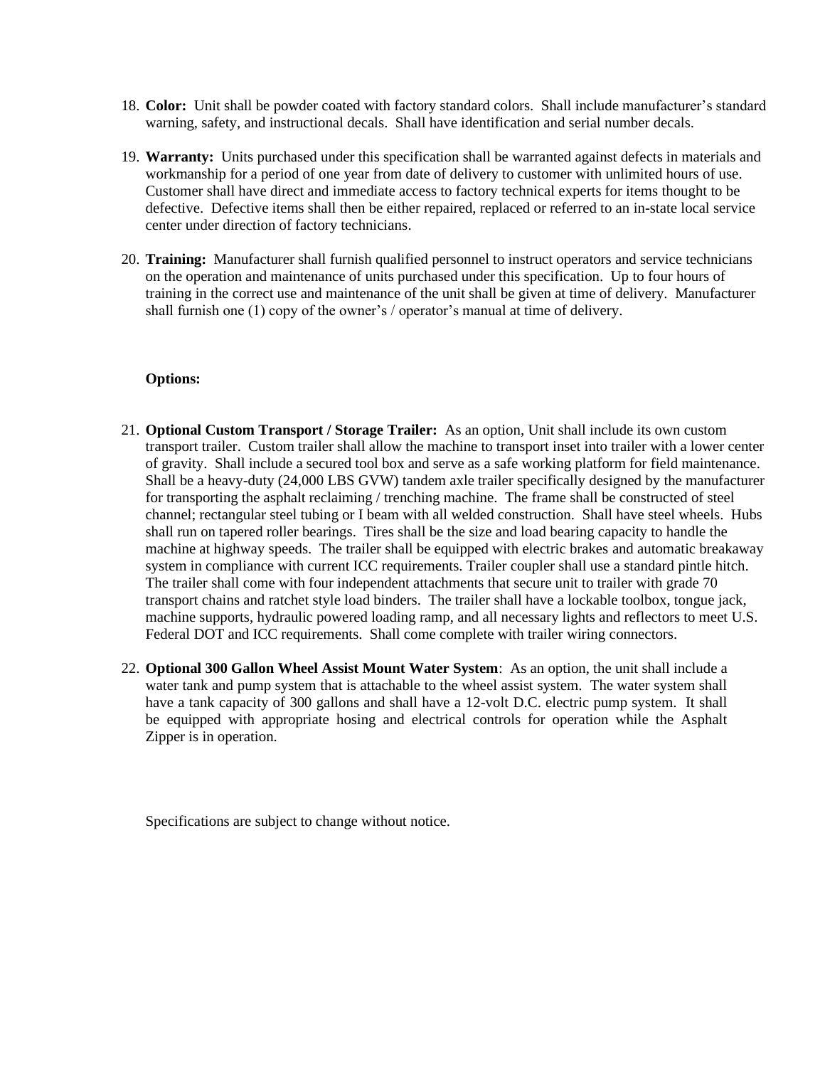18. **Color:** Unit shall be powder coated with factory standard colors. Shall include manufacturer's standard warning, safety, and instructional decals. Shall have identification and serial number decals.

19. **Warranty:** Units purchased under this specification shall be warranted against defects in materials and workmanship for a period of one year from date of delivery to customer with unlimited hours of use. Customer shall have direct and immediate access to factory technical experts for items thought to be defective. Defective items shall then be either repaired, replaced or referred to an in-state local service center under direction of factory technicians.

20. **Training:** Manufacturer shall furnish qualified personnel to instruct operators and service technicians on the operation and maintenance of units purchased under this specification. Up to four hours of training in the correct use and maintenance of the unit shall be given at time of delivery. Manufacturer shall furnish one (1) copy of the owner's / operator's manual at time of delivery.

**Options:**

21. **Optional Custom Transport / Storage Trailer:** As an option, Unit shall include its own custom transport trailer. Custom trailer shall allow the machine to transport inset into trailer with a lower center of gravity. Shall include a secured tool box and serve as a safe working platform for field maintenance. Shall be a heavy-duty (24,000 LBS GVW) tandem axle trailer specifically designed by the manufacturer for transporting the asphalt reclaiming / trenching machine. The frame shall be constructed of steel channel; rectangular steel tubing or I beam with all welded construction. Shall have steel wheels. Hubs shall run on tapered roller bearings. Tires shall be the size and load bearing capacity to handle the machine at highway speeds. The trailer shall be equipped with electric brakes and automatic breakaway system in compliance with current ICC requirements. Trailer coupler shall use a standard pintle hitch. The trailer shall come with four independent attachments that secure unit to trailer with grade 70 transport chains and ratchet style load binders. The trailer shall have a lockable toolbox, tongue jack, machine supports, hydraulic powered loading ramp, and all necessary lights and reflectors to meet U.S. Federal DOT and ICC requirements. Shall come complete with trailer wiring connectors.

22. **Optional 300 Gallon Wheel Assist Mount Water System**: As an option, the unit shall include a water tank and pump system that is attachable to the wheel assist system. The water system shall have a tank capacity of 300 gallons and shall have a 12-volt D.C. electric pump system. It shall be equipped with appropriate hosing and electrical controls for operation while the Asphalt Zipper is in operation.

Specifications are subject to change without notice.